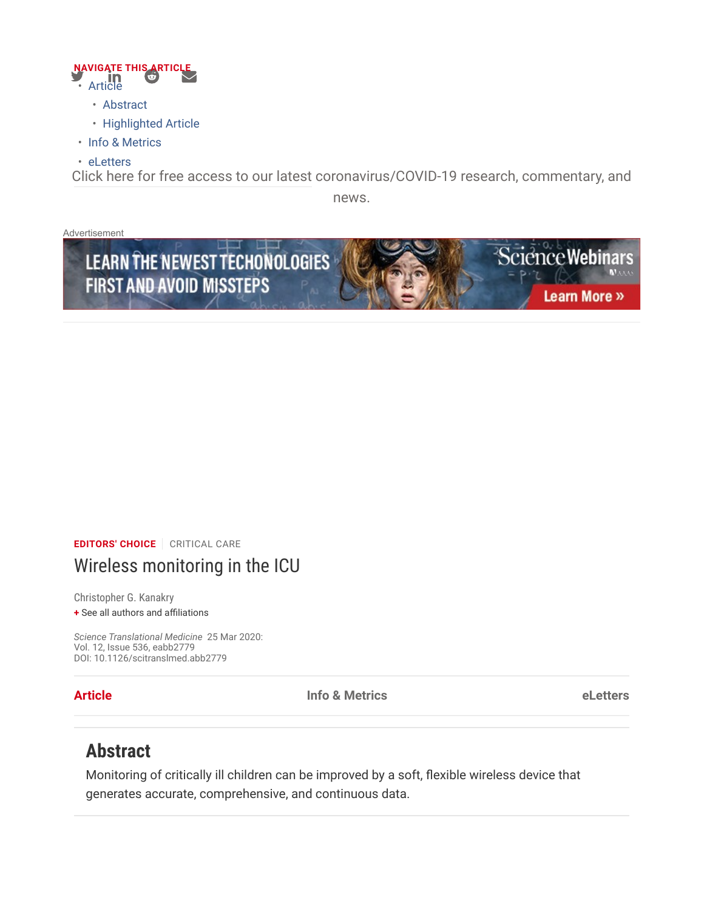NAVIGATE THIS ARTICLE

- Article
  - Abstract
  - Highlighted Article
- Info & Metrics
- eLetters

Click here for free access to our latest coronavirus/COVID-19 research, commentary, and news.

EDITORS' CHOICE | CRITICAL CARE

# Wireless monitoring in the ICU

Christopher G. Kanakry

+ See all authors and affiliations

*Science Translational Medicine* 25 Mar 2020:
Vol. 12, Issue 536, eabb2779
DOI: 10.1126/scitranslmed.abb2779

## Abstract

Monitoring of critically ill children can be improved by a soft, flexible wireless device that generates accurate, comprehensive, and continuous data.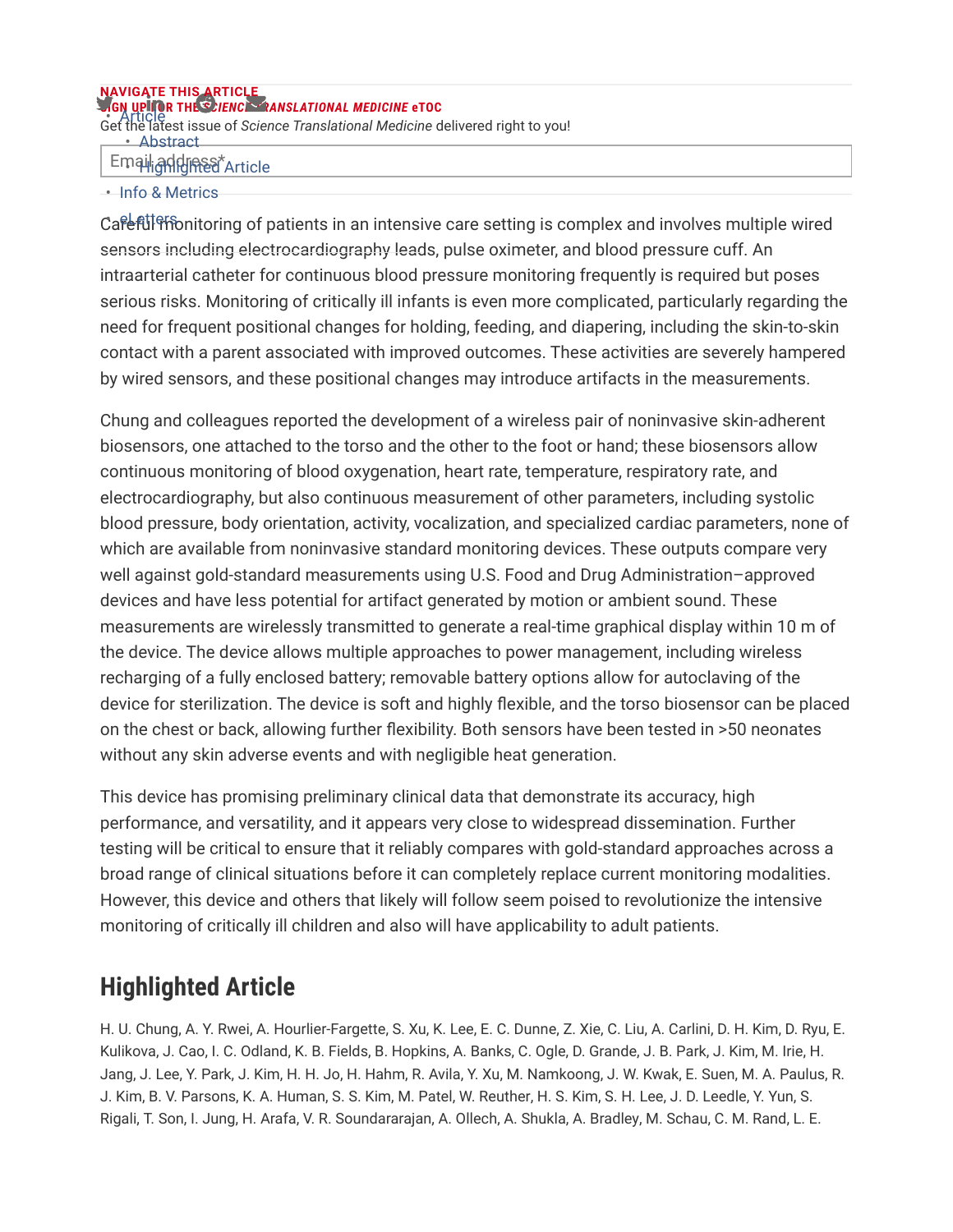Careful monitoring of patients in an intensive care setting is complex and involves multiple wired sensors including electrocardiography leads, pulse oximeter, and blood pressure cuff. An intraarterial catheter for continuous blood pressure monitoring frequently is required but poses serious risks. Monitoring of critically ill infants is even more complicated, particularly regarding the need for frequent positional changes for holding, feeding, and diapering, including the skin-to-skin contact with a parent associated with improved outcomes. These activities are severely hampered by wired sensors, and these positional changes may introduce artifacts in the measurements.

Chung and colleagues reported the development of a wireless pair of noninvasive skin-adherent biosensors, one attached to the torso and the other to the foot or hand; these biosensors allow continuous monitoring of blood oxygenation, heart rate, temperature, respiratory rate, and electrocardiography, but also continuous measurement of other parameters, including systolic blood pressure, body orientation, activity, vocalization, and specialized cardiac parameters, none of which are available from noninvasive standard monitoring devices. These outputs compare very well against gold-standard measurements using U.S. Food and Drug Administration–approved devices and have less potential for artifact generated by motion or ambient sound. These measurements are wirelessly transmitted to generate a real-time graphical display within 10 m of the device. The device allows multiple approaches to power management, including wireless recharging of a fully enclosed battery; removable battery options allow for autoclaving of the device for sterilization. The device is soft and highly flexible, and the torso biosensor can be placed on the chest or back, allowing further flexibility. Both sensors have been tested in >50 neonates without any skin adverse events and with negligible heat generation.

This device has promising preliminary clinical data that demonstrate its accuracy, high performance, and versatility, and it appears very close to widespread dissemination. Further testing will be critical to ensure that it reliably compares with gold-standard approaches across a broad range of clinical situations before it can completely replace current monitoring modalities. However, this device and others that likely will follow seem poised to revolutionize the intensive monitoring of critically ill children and also will have applicability to adult patients.

## Highlighted Article

H. U. Chung, A. Y. Rwei, A. Hourlier-Fargette, S. Xu, K. Lee, E. C. Dunne, Z. Xie, C. Liu, A. Carlini, D. H. Kim, D. Ryu, E. Kulikova, J. Cao, I. C. Odland, K. B. Fields, B. Hopkins, A. Banks, C. Ogle, D. Grande, J. B. Park, J. Kim, M. Irie, H. Jang, J. Lee, Y. Park, J. Kim, H. H. Jo, H. Hahm, R. Avila, Y. Xu, M. Namkoong, J. W. Kwak, E. Suen, M. A. Paulus, R. J. Kim, B. V. Parsons, K. A. Human, S. S. Kim, M. Patel, W. Reuther, H. S. Kim, S. H. Lee, J. D. Leedle, Y. Yun, S. Rigali, T. Son, I. Jung, H. Arafa, V. R. Soundararajan, A. Ollech, A. Shukla, A. Bradley, M. Schau, C. M. Rand, L. E.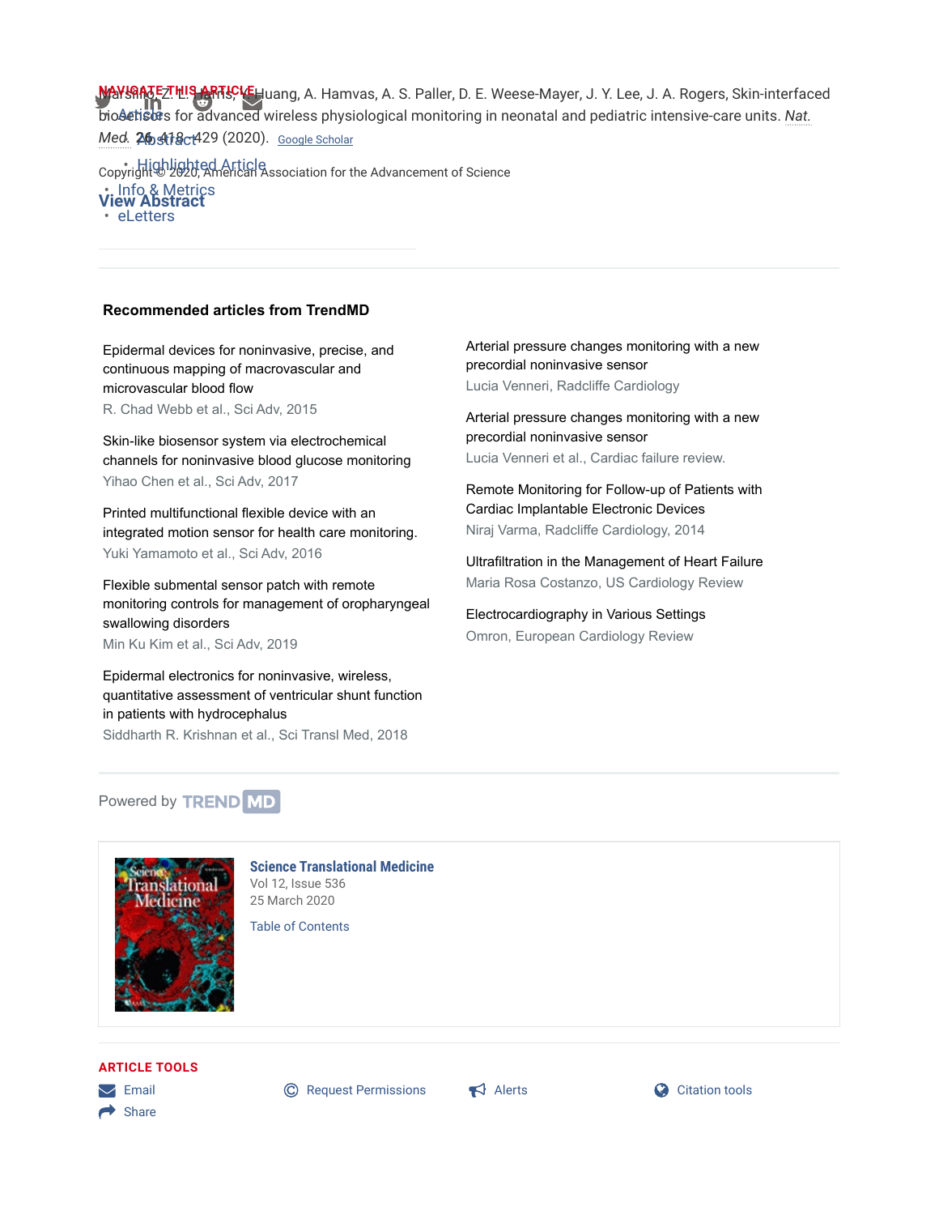Narshing Z. L. Harris, Huang, A. Hamvas, A. S. Paller, D. E. Weese-Mayer, J. Y. Lee, J. A. Rogers, Skin-interfaced biosensors for advanced wireless physiological monitoring in neonatal and pediatric intensive-care units. *Nat. Med.* **26**, 418–429 (2020). Google Scholar

Copyright © 2020, American Association for the Advancement of Science

**View Abstract**

### Recommended articles from TrendMD

Epidermal devices for noninvasive, precise, and continuous mapping of macrovascular and microvascular blood flow
R. Chad Webb et al., Sci Adv, 2015

Skin-like biosensor system via electrochemical channels for noninvasive blood glucose monitoring
Yihao Chen et al., Sci Adv, 2017

Printed multifunctional flexible device with an integrated motion sensor for health care monitoring.
Yuki Yamamoto et al., Sci Adv, 2016

Flexible submental sensor patch with remote monitoring controls for management of oropharyngeal swallowing disorders
Min Ku Kim et al., Sci Adv, 2019

Epidermal electronics for noninvasive, wireless, quantitative assessment of ventricular shunt function in patients with hydrocephalus
Siddharth R. Krishnan et al., Sci Transl Med, 2018

Arterial pressure changes monitoring with a new precordial noninvasive sensor
Lucia Venneri, Radcliffe Cardiology

Arterial pressure changes monitoring with a new precordial noninvasive sensor
Lucia Venneri et al., Cardiac failure review.

Remote Monitoring for Follow-up of Patients with Cardiac Implantable Electronic Devices
Niraj Varma, Radcliffe Cardiology, 2014

Ultrafiltration in the Management of Heart Failure
Maria Rosa Costanzo, US Cardiology Review

Electrocardiography in Various Settings
Omron, European Cardiology Review

Powered by TRENDMD

**Science Translational Medicine**
Vol 12, Issue 536
25 March 2020
Table of Contents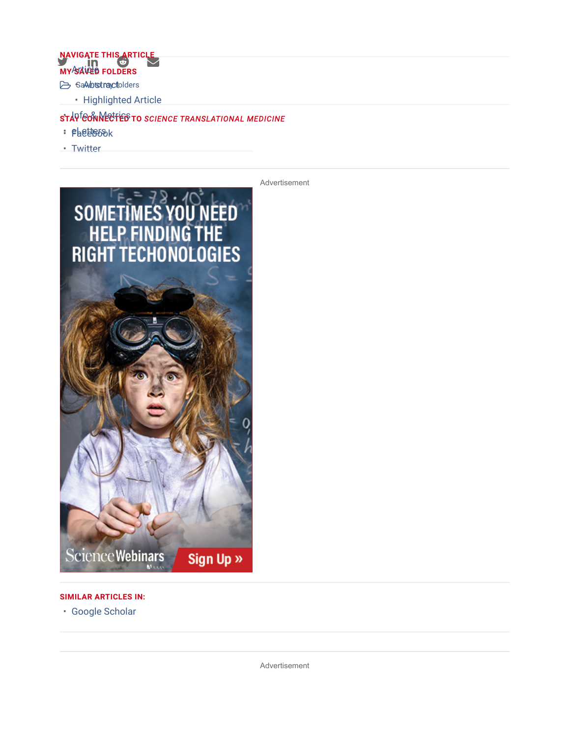## NAVIGATE THIS ARTICLE

- Article
  - Abstract
  - Highlighted Article
- Info & Metrics
- eLetters

## MY SAVED FOLDERS

Save to my folders

## STAY CONNECTED TO *SCIENCE TRANSLATIONAL MEDICINE*

- Facebook
- Twitter

Advertisement

## SIMILAR ARTICLES IN:

- Google Scholar

Advertisement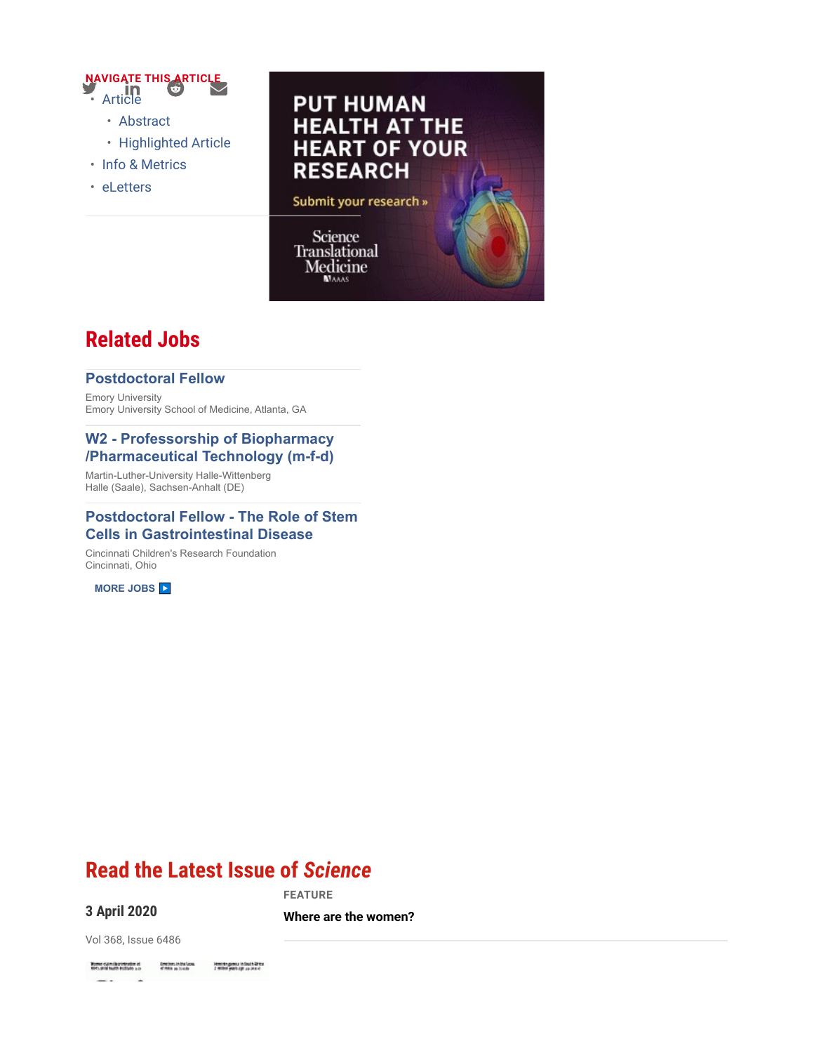NAVIGATE THIS ARTICLE

- Article
  - Abstract
  - Highlighted Article
- Info & Metrics
- eLetters

PUT HUMAN HEALTH AT THE HEART OF YOUR RESEARCH

Submit your research »

Science Translational Medicine

## Related Jobs

### Postdoctoral Fellow

Emory University
Emory University School of Medicine, Atlanta, GA

### W2 - Professorship of Biopharmacy /Pharmaceutical Technology (m-f-d)

Martin-Luther-University Halle-Wittenberg
Halle (Saale), Sachsen-Anhalt (DE)

### Postdoctoral Fellow - The Role of Stem Cells in Gastrointestinal Disease

Cincinnati Children's Research Foundation
Cincinnati, Ohio

MORE JOBS

## Read the Latest Issue of *Science*

**3 April 2020**

Vol 368, Issue 6486

FEATURE

**Where are the women?**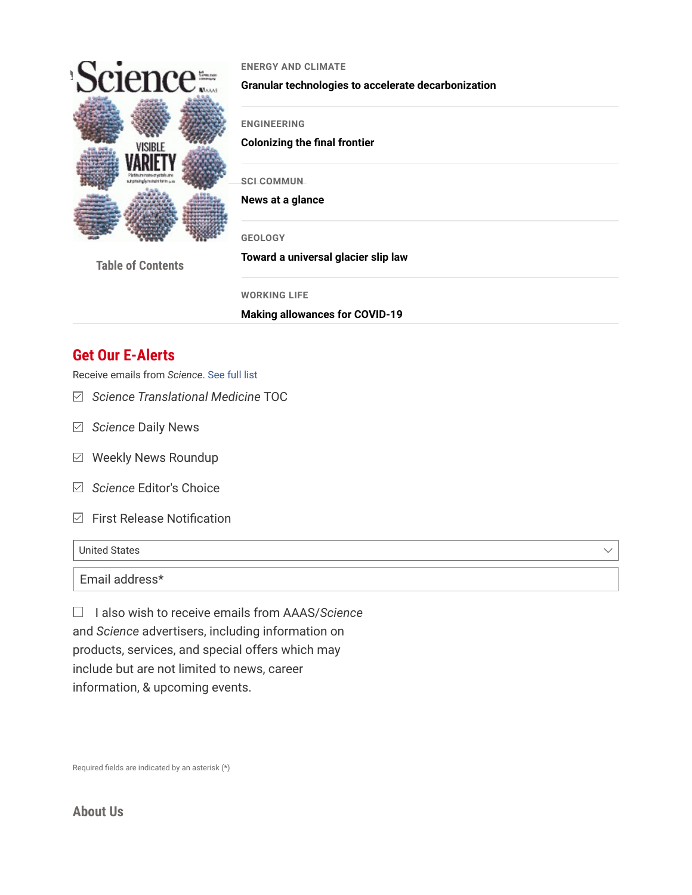Table of Contents

ENERGY AND CLIMATE

**Granular technologies to accelerate decarbonization**

ENGINEERING

**Colonizing the final frontier**

SCI COMMUN

**News at a glance**

GEOLOGY

**Toward a universal glacier slip law**

WORKING LIFE

**Making allowances for COVID-19**

## Get Our E-Alerts

Receive emails from *Science*. See full list

- ☑ *Science Translational Medicine* TOC
- ☑ *Science* Daily News
- ☑ Weekly News Roundup
- ☑ *Science* Editor's Choice
- ☑ First Release Notification

United States

Email address*

☐ I also wish to receive emails from AAAS/*Science* and *Science* advertisers, including information on products, services, and special offers which may include but are not limited to news, career information, & upcoming events.

Required fields are indicated by an asterisk (*)

## About Us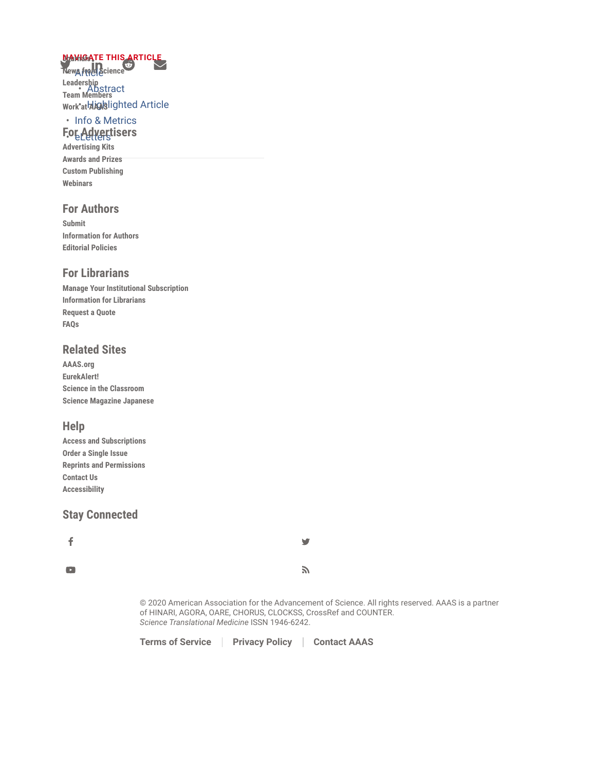NAVIGATE THIS ARTICLE

- Article
  - Abstract
  - Highlighted Article
- Info & Metrics
- eLetters

About Us

News from Science

Leadership

Team Members

Work at AAAS

## For Advertisers

Advertising Kits

Awards and Prizes

Custom Publishing

Webinars

## For Authors

Submit

Information for Authors

Editorial Policies

## For Librarians

Manage Your Institutional Subscription

Information for Librarians

Request a Quote

FAQs

## Related Sites

AAAS.org

EurekAlert!

Science in the Classroom

Science Magazine Japanese

## Help

Access and Subscriptions

Order a Single Issue

Reprints and Permissions

Contact Us

Accessibility

## Stay Connected

© 2020 American Association for the Advancement of Science. All rights reserved. AAAS is a partner of HINARI, AGORA, OARE, CHORUS, CLOCKSS, CrossRef and COUNTER.
*Science Translational Medicine* ISSN 1946-6242.

Terms of Service | Privacy Policy | Contact AAAS